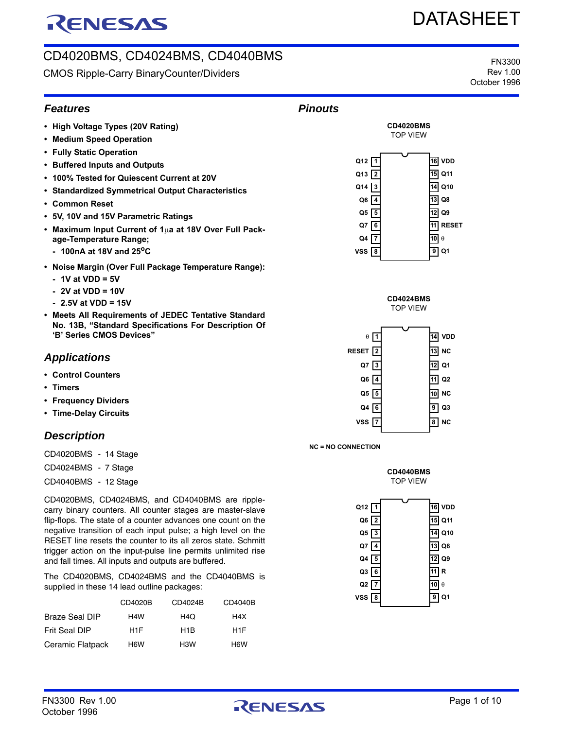# CD4020BMS, CD4024BMS, CD4040BMS

CMOS Ripple-Carry BinaryCounter/Dividers

FN3300
Rev 1.00
October 1996

## Features

- High Voltage Types (20V Rating)
- Medium Speed Operation
- Fully Static Operation
- Buffered Inputs and Outputs
- 100% Tested for Quiescent Current at 20V
- Standardized Symmetrical Output Characteristics
- Common Reset
- 5V, 10V and 15V Parametric Ratings
- Maximum Input Current of 1μa at 18V Over Full Package-Temperature Range;
  - 100nA at 18V and 25°C
- Noise Margin (Over Full Package Temperature Range):
  - 1V at VDD = 5V
  - 2V at VDD = 10V
  - 2.5V at VDD = 15V
- Meets All Requirements of JEDEC Tentative Standard No. 13B, "Standard Specifications For Description Of 'B' Series CMOS Devices"

## Applications

- Control Counters
- Timers
- Frequency Dividers
- Time-Delay Circuits

## Description

CD4020BMS - 14 Stage

CD4024BMS - 7 Stage

CD4040BMS - 12 Stage

CD4020BMS, CD4024BMS, and CD4040BMS are ripple-carry binary counters. All counter stages are master-slave flip-flops. The state of a counter advances one count on the negative transition of each input pulse; a high level on the RESET line resets the counter to its all zeros state. Schmitt trigger action on the input-pulse line permits unlimited rise and fall times. All inputs and outputs are buffered.

The CD4020BMS, CD4024BMS and the CD4040BMS is supplied in these 14 lead outline packages:

| | CD4020B | CD4024B | CD4040B |
|---|---|---|---|
| Braze Seal DIP | H4W | H4Q | H4X |
| Frit Seal DIP | H1F | H1B | H1F |
| Ceramic Flatpack | H6W | H3W | H6W |

## Pinouts

**CD4020BMS**
TOP VIEW

| Pin | Name | Pin | Name |
|---|---|---|---|
| 1 | Q12 | 16 | VDD |
| 2 | Q13 | 15 | Q11 |
| 3 | Q14 | 14 | Q10 |
| 4 | Q6 | 13 | Q8 |
| 5 | Q5 | 12 | Q9 |
| 6 | Q7 | 11 | RESET |
| 7 | Q4 | 10 | θ |
| 8 | VSS | 9 | Q1 |

**CD4024BMS**
TOP VIEW

| Pin | Name | Pin | Name |
|---|---|---|---|
| 1 | θ | 14 | VDD |
| 2 | RESET | 13 | NC |
| 3 | Q7 | 12 | Q1 |
| 4 | Q6 | 11 | Q2 |
| 5 | Q5 | 10 | NC |
| 6 | Q4 | 9 | Q3 |
| 7 | VSS | 8 | NC |

NC = NO CONNECTION

**CD4040BMS**
TOP VIEW

| Pin | Name | Pin | Name |
|---|---|---|---|
| 1 | Q12 | 16 | VDD |
| 2 | Q6 | 15 | Q11 |
| 3 | Q5 | 14 | Q10 |
| 4 | Q7 | 13 | Q8 |
| 5 | Q4 | 12 | Q9 |
| 6 | Q3 | 11 | R |
| 7 | Q2 | 10 | θ |
| 8 | VSS | 9 | Q1 |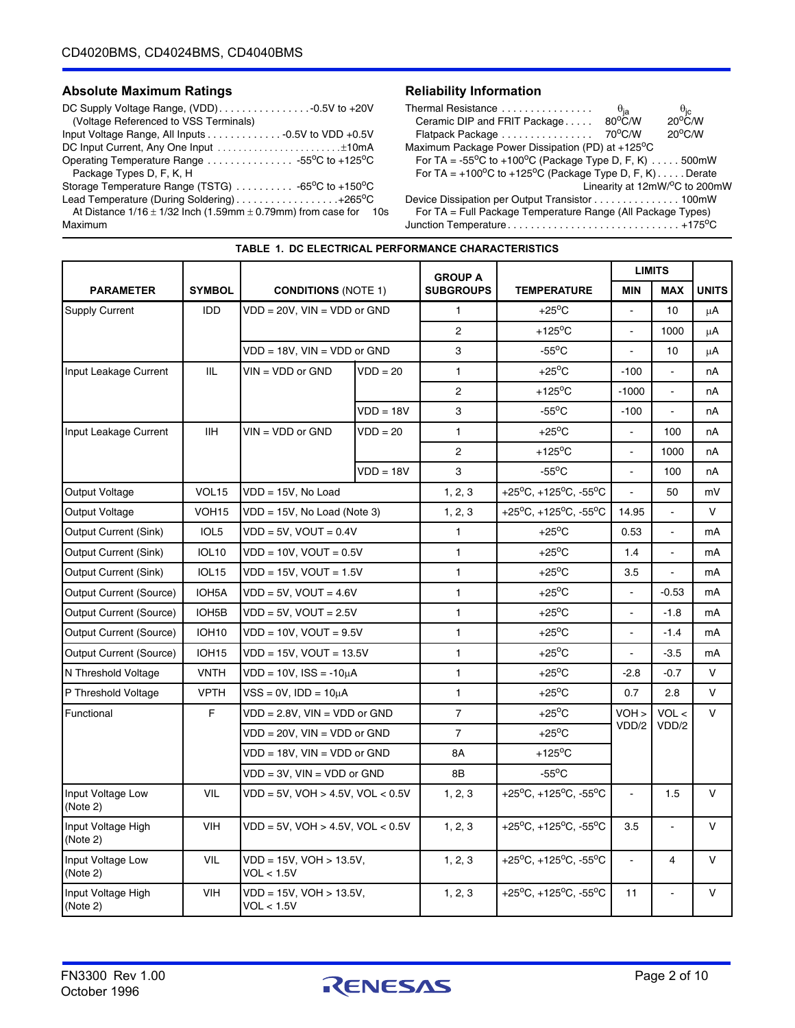## Absolute Maximum Ratings

DC Supply Voltage Range, (VDD) . . . . . . . . . . . . . . . . -0.5V to +20V
(Voltage Referenced to VSS Terminals)
Input Voltage Range, All Inputs . . . . . . . . . . . . . -0.5V to VDD +0.5V
DC Input Current, Any One Input . . . . . . . . . . . . . . . . . . . . . . . ±10mA
Operating Temperature Range . . . . . . . . . . . . . . . -55°C to +125°C
Package Types D, F, K, H
Storage Temperature Range (TSTG) . . . . . . . . . . -65°C to +150°C
Lead Temperature (During Soldering) . . . . . . . . . . . . . . . . . . +265°C
At Distance 1/16 ± 1/32 Inch (1.59mm ± 0.79mm) from case for 10s Maximum

## Reliability Information

Thermal Resistance . . . . . . . . . . . . . . . . $\theta_{ja}$ $\theta_{jc}$
Ceramic DIP and FRIT Package . . . . . 80°C/W 20°C/W
Flatpack Package . . . . . . . . . . . . . . . . 70°C/W 20°C/W
Maximum Package Power Dissipation (PD) at +125°C
For TA = -55°C to +100°C (Package Type D, F, K) . . . . . 500mW
For TA = +100°C to +125°C (Package Type D, F, K) . . . . . Derate Linearity at 12mW/°C to 200mW
Device Dissipation per Output Transistor . . . . . . . . . . . . . . . 100mW
For TA = Full Package Temperature Range (All Package Types)
Junction Temperature . . . . . . . . . . . . . . . . . . . . . . . . . . . . . . +175°C

**TABLE 1. DC ELECTRICAL PERFORMANCE CHARACTERISTICS**

| PARAMETER | SYMBOL | CONDITIONS (NOTE 1) | | GROUP A SUBGROUPS | TEMPERATURE | LIMITS | | UNITS |
|---|---|---|---|---|---|---|---|---|
| | | | | | | MIN | MAX | |
| Supply Current | IDD | VDD = 20V, VIN = VDD or GND | | 1 | +25°C | - | 10 | μA |
| | | | | 2 | +125°C | - | 1000 | μA |
| | | VDD = 18V, VIN = VDD or GND | | 3 | -55°C | - | 10 | μA |
| Input Leakage Current | IIL | VIN = VDD or GND | VDD = 20 | 1 | +25°C | -100 | - | nA |
| | | | | 2 | +125°C | -1000 | - | nA |
| | | | VDD = 18V | 3 | -55°C | -100 | - | nA |
| Input Leakage Current | IIH | VIN = VDD or GND | VDD = 20 | 1 | +25°C | - | 100 | nA |
| | | | | 2 | +125°C | - | 1000 | nA |
| | | | VDD = 18V | 3 | -55°C | - | 100 | nA |
| Output Voltage | VOL15 | VDD = 15V, No Load | | 1, 2, 3 | +25°C, +125°C, -55°C | - | 50 | mV |
| Output Voltage | VOH15 | VDD = 15V, No Load (Note 3) | | 1, 2, 3 | +25°C, +125°C, -55°C | 14.95 | - | V |
| Output Current (Sink) | IOL5 | VDD = 5V, VOUT = 0.4V | | 1 | +25°C | 0.53 | - | mA |
| Output Current (Sink) | IOL10 | VDD = 10V, VOUT = 0.5V | | 1 | +25°C | 1.4 | - | mA |
| Output Current (Sink) | IOL15 | VDD = 15V, VOUT = 1.5V | | 1 | +25°C | 3.5 | - | mA |
| Output Current (Source) | IOH5A | VDD = 5V, VOUT = 4.6V | | 1 | +25°C | - | -0.53 | mA |
| Output Current (Source) | IOH5B | VDD = 5V, VOUT = 2.5V | | 1 | +25°C | - | -1.8 | mA |
| Output Current (Source) | IOH10 | VDD = 10V, VOUT = 9.5V | | 1 | +25°C | - | -1.4 | mA |
| Output Current (Source) | IOH15 | VDD = 15V, VOUT = 13.5V | | 1 | +25°C | - | -3.5 | mA |
| N Threshold Voltage | VNTH | VDD = 10V, ISS = -10μA | | 1 | +25°C | -2.8 | -0.7 | V |
| P Threshold Voltage | VPTH | VSS = 0V, IDD = 10μA | | 1 | +25°C | 0.7 | 2.8 | V |
| Functional | F | VDD = 2.8V, VIN = VDD or GND | | 7 | +25°C | VOH > VDD/2 | VOL < VDD/2 | V |
| | | VDD = 20V, VIN = VDD or GND | | 7 | +25°C | | | |
| | | VDD = 18V, VIN = VDD or GND | | 8A | +125°C | | | |
| | | VDD = 3V, VIN = VDD or GND | | 8B | -55°C | | | |
| Input Voltage Low (Note 2) | VIL | VDD = 5V, VOH > 4.5V, VOL < 0.5V | | 1, 2, 3 | +25°C, +125°C, -55°C | - | 1.5 | V |
| Input Voltage High (Note 2) | VIH | VDD = 5V, VOH > 4.5V, VOL < 0.5V | | 1, 2, 3 | +25°C, +125°C, -55°C | 3.5 | - | V |
| Input Voltage Low (Note 2) | VIL | VDD = 15V, VOH > 13.5V, VOL < 1.5V | | 1, 2, 3 | +25°C, +125°C, -55°C | - | 4 | V |
| Input Voltage High (Note 2) | VIH | VDD = 15V, VOH > 13.5V, VOL < 1.5V | | 1, 2, 3 | +25°C, +125°C, -55°C | 11 | - | V |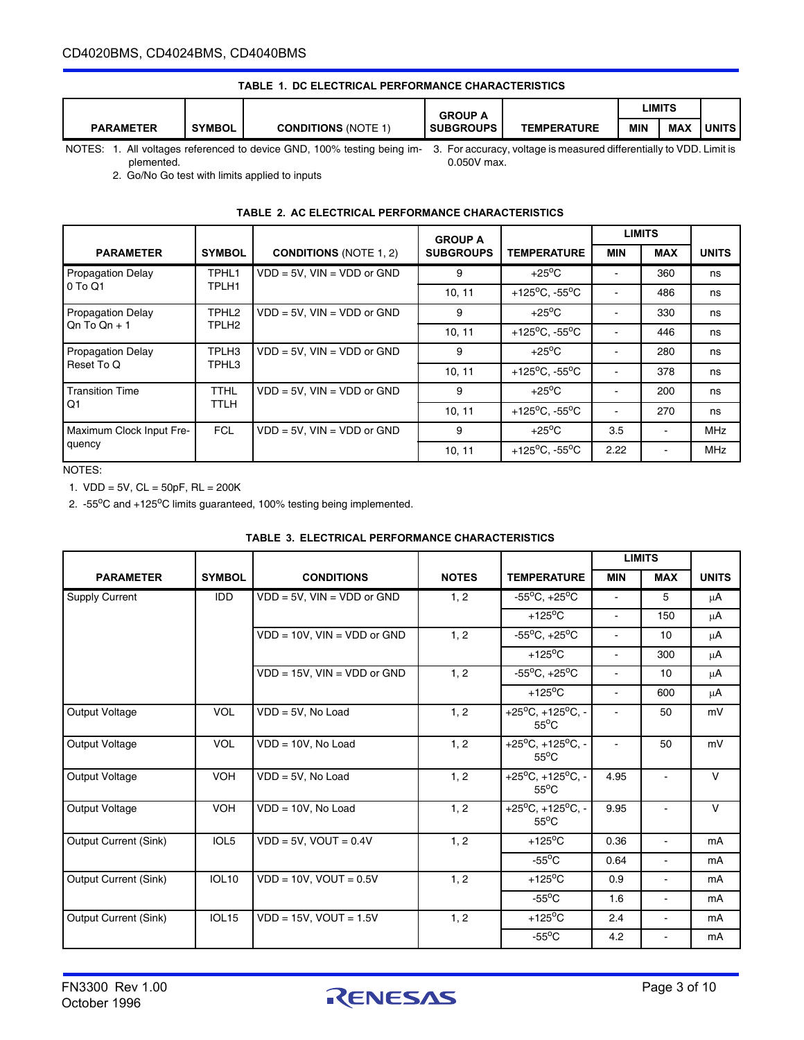**TABLE 1. DC ELECTRICAL PERFORMANCE CHARACTERISTICS**

| PARAMETER | SYMBOL | CONDITIONS (NOTE 1) | GROUP A SUBGROUPS | TEMPERATURE | LIMITS | | UNITS |
|---|---|---|---|---|---|---|---|
| | | | | | MIN | MAX | |

NOTES:
1. All voltages referenced to device GND, 100% testing being implemented.
2. Go/No Go test with limits applied to inputs
3. For accuracy, voltage is measured differentially to VDD. Limit is 0.050V max.

**TABLE 2. AC ELECTRICAL PERFORMANCE CHARACTERISTICS**

| PARAMETER | SYMBOL | CONDITIONS (NOTE 1, 2) | GROUP A SUBGROUPS | TEMPERATURE | LIMITS | | UNITS |
|---|---|---|---|---|---|---|---|
| | | | | | MIN | MAX | |
| Propagation Delay 0 To Q1 | TPHL1 TPLH1 | VDD = 5V, VIN = VDD or GND | 9 | +25°C | - | 360 | ns |
| | | | 10, 11 | +125°C, -55°C | - | 486 | ns |
| Propagation Delay Qn To Qn + 1 | TPHL2 TPLH2 | VDD = 5V, VIN = VDD or GND | 9 | +25°C | - | 330 | ns |
| | | | 10, 11 | +125°C, -55°C | - | 446 | ns |
| Propagation Delay Reset To Q | TPLH3 TPHL3 | VDD = 5V, VIN = VDD or GND | 9 | +25°C | - | 280 | ns |
| | | | 10, 11 | +125°C, -55°C | - | 378 | ns |
| Transition Time Q1 | TTHL TTLH | VDD = 5V, VIN = VDD or GND | 9 | +25°C | - | 200 | ns |
| | | | 10, 11 | +125°C, -55°C | - | 270 | ns |
| Maximum Clock Input Frequency | FCL | VDD = 5V, VIN = VDD or GND | 9 | +25°C | 3.5 | - | MHz |
| | | | 10, 11 | +125°C, -55°C | 2.22 | - | MHz |

NOTES:

1. VDD = 5V, CL = 50pF, RL = 200K
2. -55°C and +125°C limits guaranteed, 100% testing being implemented.

**TABLE 3. ELECTRICAL PERFORMANCE CHARACTERISTICS**

| PARAMETER | SYMBOL | CONDITIONS | NOTES | TEMPERATURE | LIMITS | | UNITS |
|---|---|---|---|---|---|---|---|
| | | | | | MIN | MAX | |
| Supply Current | IDD | VDD = 5V, VIN = VDD or GND | 1, 2 | -55°C, +25°C | - | 5 | μA |
| | | | | +125°C | - | 150 | μA |
| | | VDD = 10V, VIN = VDD or GND | 1, 2 | -55°C, +25°C | - | 10 | μA |
| | | | | +125°C | - | 300 | μA |
| | | VDD = 15V, VIN = VDD or GND | 1, 2 | -55°C, +25°C | - | 10 | μA |
| | | | | +125°C | - | 600 | μA |
| Output Voltage | VOL | VDD = 5V, No Load | 1, 2 | +25°C, +125°C, -55°C | - | 50 | mV |
| Output Voltage | VOL | VDD = 10V, No Load | 1, 2 | +25°C, +125°C, -55°C | - | 50 | mV |
| Output Voltage | VOH | VDD = 5V, No Load | 1, 2 | +25°C, +125°C, -55°C | 4.95 | - | V |
| Output Voltage | VOH | VDD = 10V, No Load | 1, 2 | +25°C, +125°C, -55°C | 9.95 | - | V |
| Output Current (Sink) | IOL5 | VDD = 5V, VOUT = 0.4V | 1, 2 | +125°C | 0.36 | - | mA |
| | | | | -55°C | 0.64 | - | mA |
| Output Current (Sink) | IOL10 | VDD = 10V, VOUT = 0.5V | 1, 2 | +125°C | 0.9 | - | mA |
| | | | | -55°C | 1.6 | - | mA |
| Output Current (Sink) | IOL15 | VDD = 15V, VOUT = 1.5V | 1, 2 | +125°C | 2.4 | - | mA |
| | | | | -55°C | 4.2 | - | mA |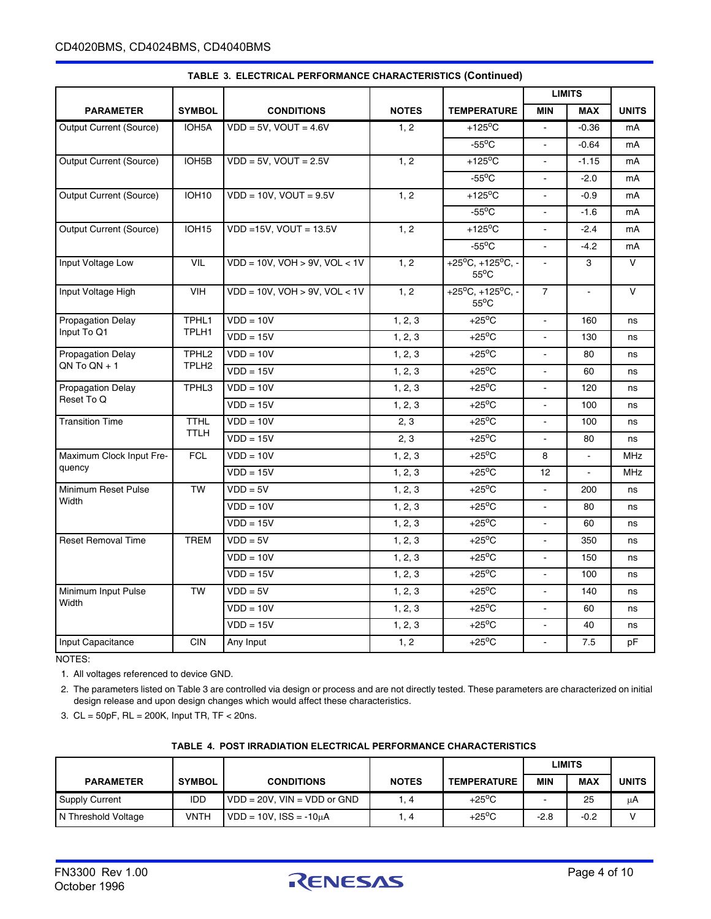**TABLE 3. ELECTRICAL PERFORMANCE CHARACTERISTICS (Continued)**

| PARAMETER | SYMBOL | CONDITIONS | NOTES | TEMPERATURE | LIMITS MIN | LIMITS MAX | UNITS |
|---|---|---|---|---|---|---|---|
| Output Current (Source) | IOH5A | VDD = 5V, VOUT = 4.6V | 1, 2 | +125°C | - | -0.36 | mA |
| | | | | -55°C | - | -0.64 | mA |
| Output Current (Source) | IOH5B | VDD = 5V, VOUT = 2.5V | 1, 2 | +125°C | - | -1.15 | mA |
| | | | | -55°C | - | -2.0 | mA |
| Output Current (Source) | IOH10 | VDD = 10V, VOUT = 9.5V | 1, 2 | +125°C | - | -0.9 | mA |
| | | | | -55°C | - | -1.6 | mA |
| Output Current (Source) | IOH15 | VDD =15V, VOUT = 13.5V | 1, 2 | +125°C | - | -2.4 | mA |
| | | | | -55°C | - | -4.2 | mA |
| Input Voltage Low | VIL | VDD = 10V, VOH > 9V, VOL < 1V | 1, 2 | +25°C, +125°C, -55°C | - | 3 | V |
| Input Voltage High | VIH | VDD = 10V, VOH > 9V, VOL < 1V | 1, 2 | +25°C, +125°C, -55°C | 7 | - | V |
| Propagation Delay Input To Q1 | TPHL1 TPLH1 | VDD = 10V | 1, 2, 3 | +25°C | - | 160 | ns |
| | | VDD = 15V | 1, 2, 3 | +25°C | - | 130 | ns |
| Propagation Delay QN To QN + 1 | TPHL2 TPLH2 | VDD = 10V | 1, 2, 3 | +25°C | - | 80 | ns |
| | | VDD = 15V | 1, 2, 3 | +25°C | - | 60 | ns |
| Propagation Delay Reset To Q | TPHL3 | VDD = 10V | 1, 2, 3 | +25°C | - | 120 | ns |
| | | VDD = 15V | 1, 2, 3 | +25°C | - | 100 | ns |
| Transition Time | TTHL TTLH | VDD = 10V | 2, 3 | +25°C | - | 100 | ns |
| | | VDD = 15V | 2, 3 | +25°C | - | 80 | ns |
| Maximum Clock Input Frequency | FCL | VDD = 10V | 1, 2, 3 | +25°C | 8 | - | MHz |
| | | VDD = 15V | 1, 2, 3 | +25°C | 12 | - | MHz |
| Minimum Reset Pulse Width | TW | VDD = 5V | 1, 2, 3 | +25°C | - | 200 | ns |
| | | VDD = 10V | 1, 2, 3 | +25°C | - | 80 | ns |
| | | VDD = 15V | 1, 2, 3 | +25°C | - | 60 | ns |
| Reset Removal Time | TREM | VDD = 5V | 1, 2, 3 | +25°C | - | 350 | ns |
| | | VDD = 10V | 1, 2, 3 | +25°C | - | 150 | ns |
| | | VDD = 15V | 1, 2, 3 | +25°C | - | 100 | ns |
| Minimum Input Pulse Width | TW | VDD = 5V | 1, 2, 3 | +25°C | - | 140 | ns |
| | | VDD = 10V | 1, 2, 3 | +25°C | - | 60 | ns |
| | | VDD = 15V | 1, 2, 3 | +25°C | - | 40 | ns |
| Input Capacitance | CIN | Any Input | 1, 2 | +25°C | - | 7.5 | pF |

NOTES:

1. All voltages referenced to device GND.
2. The parameters listed on Table 3 are controlled via design or process and are not directly tested. These parameters are characterized on initial design release and upon design changes which would affect these characteristics.
3. CL = 50pF, RL = 200K, Input TR, TF < 20ns.

**TABLE 4. POST IRRADIATION ELECTRICAL PERFORMANCE CHARACTERISTICS**

| PARAMETER | SYMBOL | CONDITIONS | NOTES | TEMPERATURE | LIMITS MIN | LIMITS MAX | UNITS |
|---|---|---|---|---|---|---|---|
| Supply Current | IDD | VDD = 20V, VIN = VDD or GND | 1, 4 | +25°C | - | 25 | μA |
| N Threshold Voltage | VNTH | VDD = 10V, ISS = -10μA | 1, 4 | +25°C | -2.8 | -0.2 | V |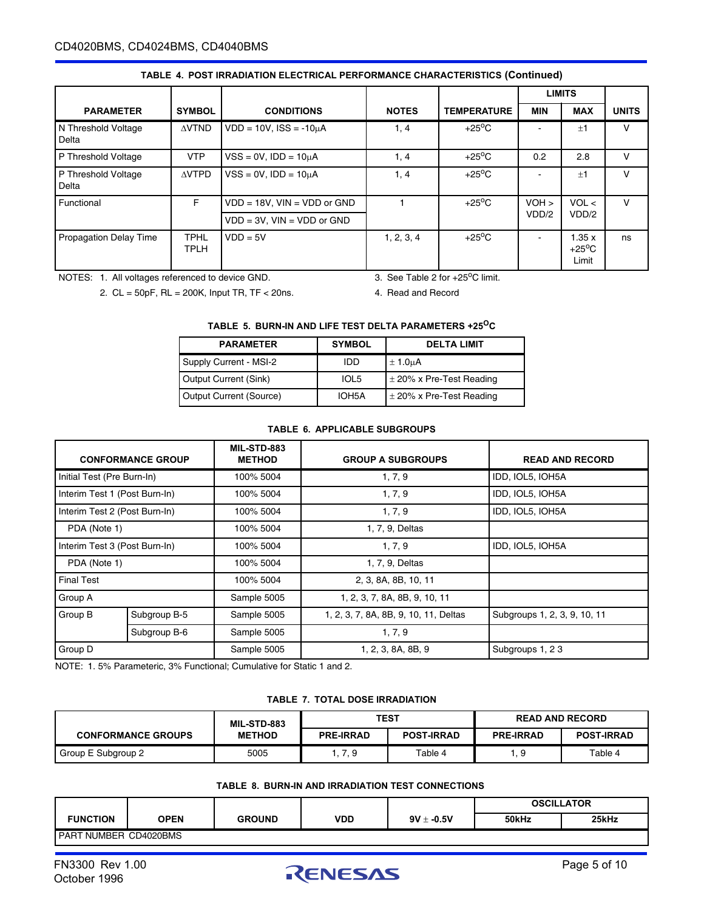**TABLE 4. POST IRRADIATION ELECTRICAL PERFORMANCE CHARACTERISTICS (Continued)**

| PARAMETER | SYMBOL | CONDITIONS | NOTES | TEMPERATURE | LIMITS MIN | LIMITS MAX | UNITS |
|---|---|---|---|---|---|---|---|
| N Threshold Voltage Delta | ΔVTND | VDD = 10V, ISS = -10μA | 1, 4 | +25°C | - | ±1 | V |
| P Threshold Voltage | VTP | VSS = 0V, IDD = 10μA | 1, 4 | +25°C | 0.2 | 2.8 | V |
| P Threshold Voltage Delta | ΔVTPD | VSS = 0V, IDD = 10μA | 1, 4 | +25°C | - | ±1 | V |
| Functional | F | VDD = 18V, VIN = VDD or GND | 1 | +25°C | VOH > VDD/2 | VOL < VDD/2 | V |
| | | VDD = 3V, VIN = VDD or GND | | | | | |
| Propagation Delay Time | TPHL TPLH | VDD = 5V | 1, 2, 3, 4 | +25°C | - | 1.35 x +25°C Limit | ns |

NOTES: 1. All voltages referenced to device GND.

2. CL = 50pF, RL = 200K, Input TR, TF < 20ns.

3. See Table 2 for +25°C limit.

4. Read and Record

**TABLE 5. BURN-IN AND LIFE TEST DELTA PARAMETERS +25°C**

| PARAMETER | SYMBOL | DELTA LIMIT |
|---|---|---|
| Supply Current - MSI-2 | IDD | ± 1.0μA |
| Output Current (Sink) | IOL5 | ± 20% x Pre-Test Reading |
| Output Current (Source) | IOH5A | ± 20% x Pre-Test Reading |

**TABLE 6. APPLICABLE SUBGROUPS**

| CONFORMANCE GROUP | | MIL-STD-883 METHOD | GROUP A SUBGROUPS | READ AND RECORD |
|---|---|---|---|---|
| Initial Test (Pre Burn-In) | | 100% 5004 | 1, 7, 9 | IDD, IOL5, IOH5A |
| Interim Test 1 (Post Burn-In) | | 100% 5004 | 1, 7, 9 | IDD, IOL5, IOH5A |
| Interim Test 2 (Post Burn-In) | | 100% 5004 | 1, 7, 9 | IDD, IOL5, IOH5A |
| PDA (Note 1) | | 100% 5004 | 1, 7, 9, Deltas | |
| Interim Test 3 (Post Burn-In) | | 100% 5004 | 1, 7, 9 | IDD, IOL5, IOH5A |
| PDA (Note 1) | | 100% 5004 | 1, 7, 9, Deltas | |
| Final Test | | 100% 5004 | 2, 3, 8A, 8B, 10, 11 | |
| Group A | | Sample 5005 | 1, 2, 3, 7, 8A, 8B, 9, 10, 11 | |
| Group B | Subgroup B-5 | Sample 5005 | 1, 2, 3, 7, 8A, 8B, 9, 10, 11, Deltas | Subgroups 1, 2, 3, 9, 10, 11 |
| | Subgroup B-6 | Sample 5005 | 1, 7, 9 | |
| Group D | | Sample 5005 | 1, 2, 3, 8A, 8B, 9 | Subgroups 1, 2 3 |

NOTE: 1. 5% Parameteric, 3% Functional; Cumulative for Static 1 and 2.

**TABLE 7. TOTAL DOSE IRRADIATION**

| CONFORMANCE GROUPS | MIL-STD-883 METHOD | TEST PRE-IRRAD | TEST POST-IRRAD | READ AND RECORD PRE-IRRAD | READ AND RECORD POST-IRRAD |
|---|---|---|---|---|---|
| Group E Subgroup 2 | 5005 | 1, 7, 9 | Table 4 | 1, 9 | Table 4 |

**TABLE 8. BURN-IN AND IRRADIATION TEST CONNECTIONS**

| FUNCTION | OPEN | GROUND | VDD | 9V ± -0.5V | OSCILLATOR 50kHz | OSCILLATOR 25kHz |
|---|---|---|---|---|---|---|
| PART NUMBER CD4020BMS | | | | | | |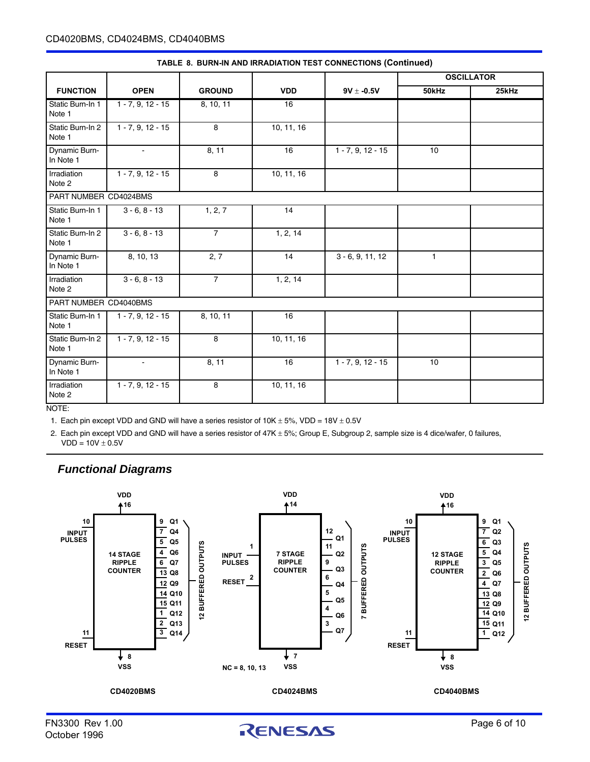**TABLE 8. BURN-IN AND IRRADIATION TEST CONNECTIONS (Continued)**

| FUNCTION | OPEN | GROUND | VDD | 9V ± -0.5V | OSCILLATOR | |
|---|---|---|---|---|---|---|
| | | | | | 50kHz | 25kHz |
| Static Burn-In 1 Note 1 | 1 - 7, 9, 12 - 15 | 8, 10, 11 | 16 | | | |
| Static Burn-In 2 Note 1 | 1 - 7, 9, 12 - 15 | 8 | 10, 11, 16 | | | |
| Dynamic Burn-In Note 1 | - | 8, 11 | 16 | 1 - 7, 9, 12 - 15 | 10 | |
| Irradiation Note 2 | 1 - 7, 9, 12 - 15 | 8 | 10, 11, 16 | | | |
| PART NUMBER CD4024BMS | | | | | | |
| Static Burn-In 1 Note 1 | 3 - 6, 8 - 13 | 1, 2, 7 | 14 | | | |
| Static Burn-In 2 Note 1 | 3 - 6, 8 - 13 | 7 | 1, 2, 14 | | | |
| Dynamic Burn-In Note 1 | 8, 10, 13 | 2, 7 | 14 | 3 - 6, 9, 11, 12 | 1 | |
| Irradiation Note 2 | 3 - 6, 8 - 13 | 7 | 1, 2, 14 | | | |
| PART NUMBER CD4040BMS | | | | | | |
| Static Burn-In 1 Note 1 | 1 - 7, 9, 12 - 15 | 8, 10, 11 | 16 | | | |
| Static Burn-In 2 Note 1 | 1 - 7, 9, 12 - 15 | 8 | 10, 11, 16 | | | |
| Dynamic Burn-In Note 1 | - | 8, 11 | 16 | 1 - 7, 9, 12 - 15 | 10 | |
| Irradiation Note 2 | 1 - 7, 9, 12 - 15 | 8 | 10, 11, 16 | | | |

NOTE:

1. Each pin except VDD and GND will have a series resistor of 10K ± 5%, VDD = 18V ± 0.5V
2. Each pin except VDD and GND will have a series resistor of 47K ± 5%; Group E, Subgroup 2, sample size is 4 dice/wafer, 0 failures, VDD = 10V ± 0.5V

## *Functional Diagrams*

**CD4020BMS** — 14 STAGE RIPPLE COUNTER: VDD 16, VSS 8, INPUT PULSES 10, RESET 11. 12 BUFFERED OUTPUTS: 9 Q1, 7 Q4, 5 Q5, 4 Q6, 6 Q7, 13 Q8, 12 Q9, 14 Q10, 15 Q11, 1 Q12, 2 Q13, 3 Q14.

**CD4024BMS** — 7 STAGE RIPPLE COUNTER: VDD 14, VSS 7, INPUT PULSES 1, RESET 2. 7 BUFFERED OUTPUTS: 12 Q1, 11 Q2, 9 Q3, 6 Q4, 5 Q5, 4 Q6, 3 Q7. NC = 8, 10, 13

**CD4040BMS** — 12 STAGE RIPPLE COUNTER: VDD 16, VSS 8, INPUT PULSES 10, RESET 11. 12 BUFFERED OUTPUTS: 9 Q1, 7 Q2, 6 Q3, 5 Q4, 3 Q5, 2 Q6, 4 Q7, 13 Q8, 12 Q9, 14 Q10, 15 Q11, 1 Q12.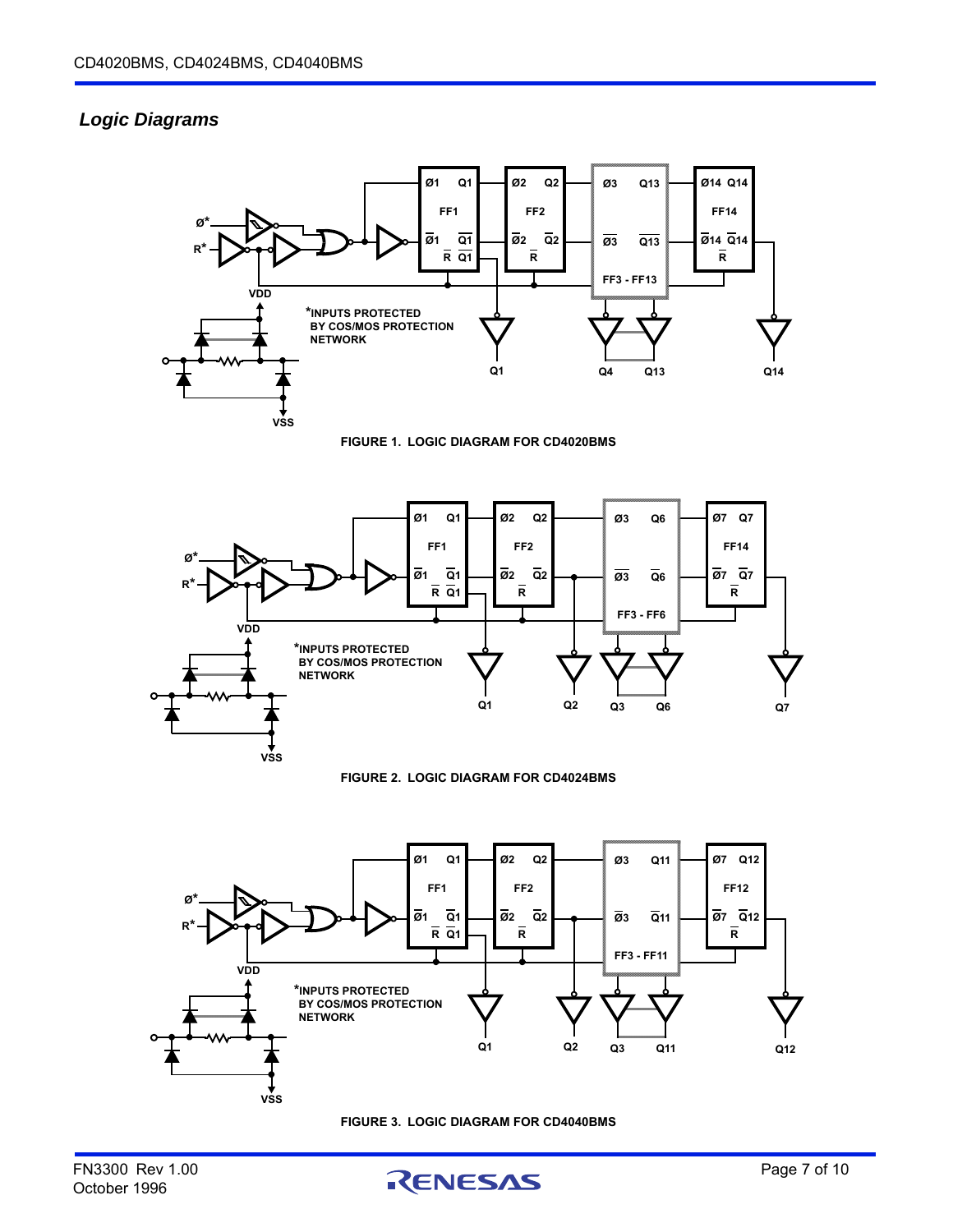## Logic Diagrams

Ø*

R*

Ø1 Q1

FF1

Ø1 Q1

R Q1

Ø2 Q2

FF2

Ø2 Q2

R

Ø3 Q13

Ø3 Q13

FF3 - FF13

Ø14 Q14

FF14

Ø14 Q14

R

VDD

*INPUTS PROTECTED BY COS/MOS PROTECTION NETWORK

VSS

Q1 Q4 Q13 Q14

FIGURE 1. LOGIC DIAGRAM FOR CD4020BMS

Ø*

R*

Ø1 Q1

FF1

Ø1 Q1

R Q1

Ø2 Q2

FF2

Ø2 Q2

R

Ø3 Q6

Ø3 Q6

FF3 - FF6

Ø7 Q7

FF14

Ø7 Q7

R

VDD

*INPUTS PROTECTED BY COS/MOS PROTECTION NETWORK

VSS

Q1 Q2 Q3 Q6 Q7

FIGURE 2. LOGIC DIAGRAM FOR CD4024BMS

Ø*

R*

Ø1 Q1

FF1

Ø1 Q1

R Q1

Ø2 Q2

FF2

Ø2 Q2

R

Ø3 Q11

Ø3 Q11

FF3 - FF11

Ø7 Q12

FF12

Ø7 Q12

R

VDD

*INPUTS PROTECTED BY COS/MOS PROTECTION NETWORK

VSS

Q1 Q2 Q3 Q11 Q12

FIGURE 3. LOGIC DIAGRAM FOR CD4040BMS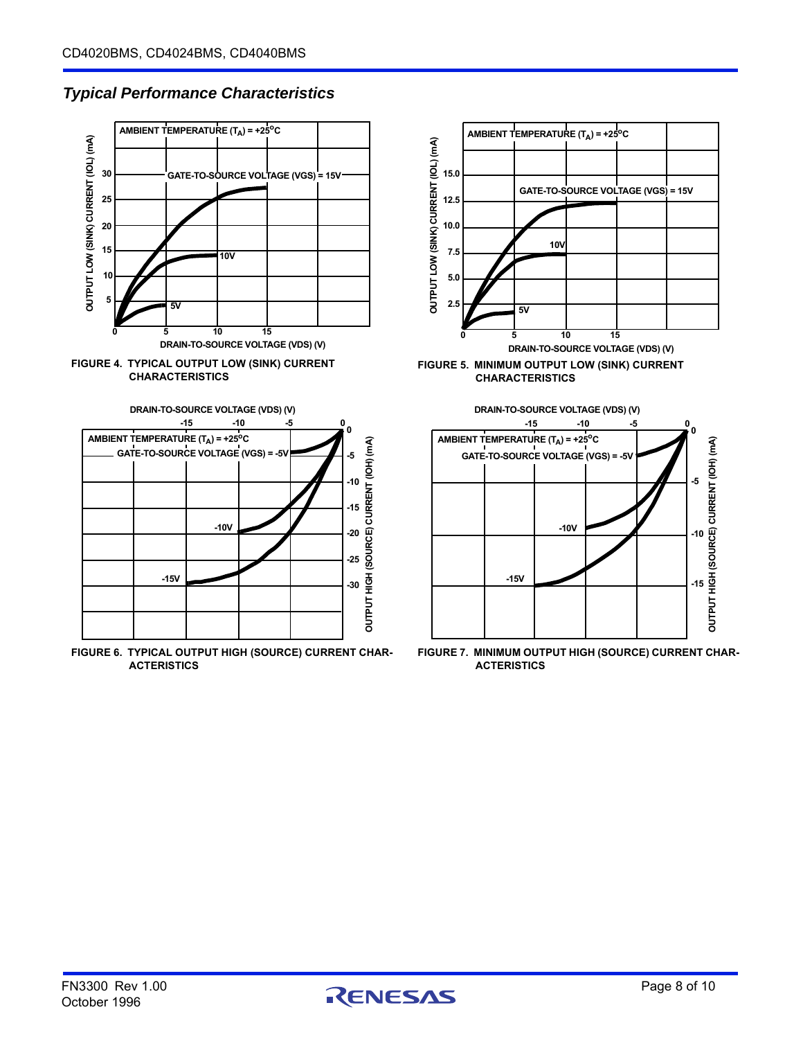## *Typical Performance Characteristics*

FIGURE 4. TYPICAL OUTPUT LOW (SINK) CURRENT CHARACTERISTICS

FIGURE 5. MINIMUM OUTPUT LOW (SINK) CURRENT CHARACTERISTICS

FIGURE 6. TYPICAL OUTPUT HIGH (SOURCE) CURRENT CHARACTERISTICS

FIGURE 7. MINIMUM OUTPUT HIGH (SOURCE) CURRENT CHARACTERISTICS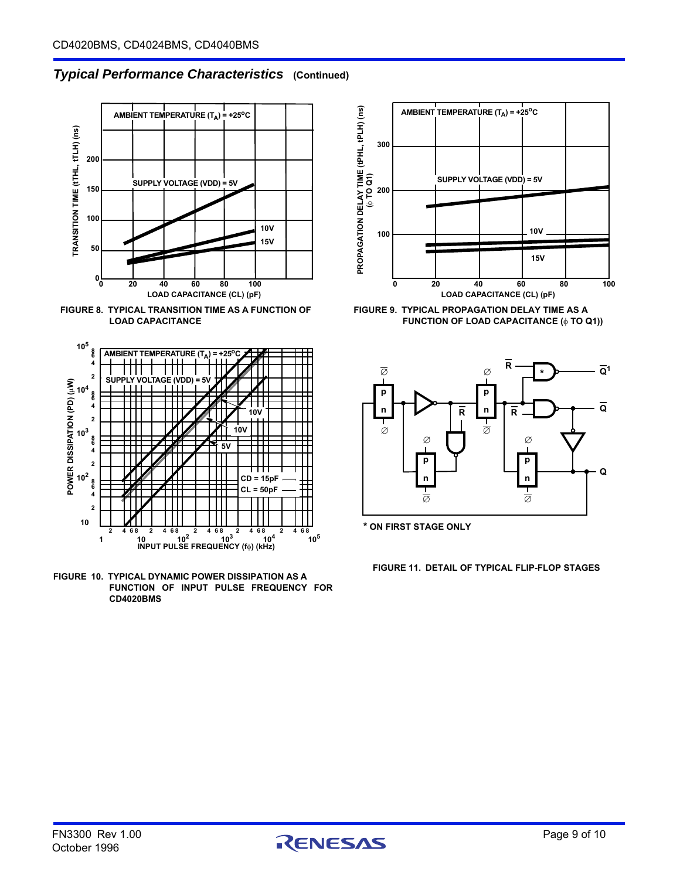## *Typical Performance Characteristics* (Continued)

FIGURE 8. TYPICAL TRANSITION TIME AS A FUNCTION OF LOAD CAPACITANCE

FIGURE 9. TYPICAL PROPAGATION DELAY TIME AS A FUNCTION OF LOAD CAPACITANCE (ϕ TO Q1))

FIGURE 10. TYPICAL DYNAMIC POWER DISSIPATION AS A FUNCTION OF INPUT PULSE FREQUENCY FOR CD4020BMS

* ON FIRST STAGE ONLY

FIGURE 11. DETAIL OF TYPICAL FLIP-FLOP STAGES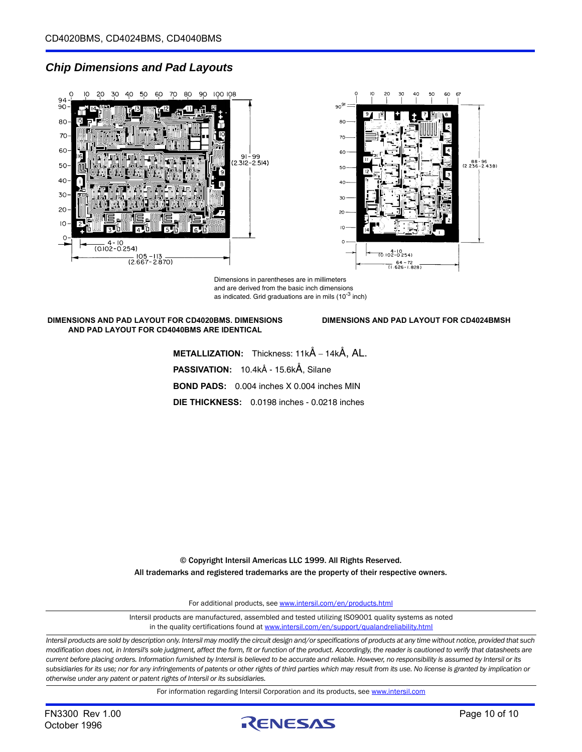## Chip Dimensions and Pad Layouts

0 10 20 30 40 50 60 70 80 90 100 108

94 90 80 70 60 50 40 30 20 10 0

91 - 99 (2.312 - 2.514)

4 - 10 (0.102 - 0.254)

105 - 113 (2.667 - 2.870)

0 10 20 30 40 50 60 67

90 91 80 70 60 50 40 30 20 10 0

88 - 96 (2.236 - 2.438)

4 - 10 (0.102 - 0.254)

64 - 72 (1.626 - 1.828)

Dimensions in parentheses are in millimeters and are derived from the basic inch dimensions as indicated. Grid graduations are in mils ($10^{-3}$ inch)

**DIMENSIONS AND PAD LAYOUT FOR CD4020BMS. DIMENSIONS AND PAD LAYOUT FOR CD4040BMS ARE IDENTICAL**

**DIMENSIONS AND PAD LAYOUT FOR CD4024BMSH**

**METALLIZATION:** Thickness: 11kÅ − 14kÅ, AL.

**PASSIVATION:** 10.4kÅ - 15.6kÅ, Silane

**BOND PADS:** 0.004 inches X 0.004 inches MIN

**DIE THICKNESS:** 0.0198 inches - 0.0218 inches

© Copyright Intersil Americas LLC 1999. All Rights Reserved.
All trademarks and registered trademarks are the property of their respective owners.

For additional products, see www.intersil.com/en/products.html

Intersil products are manufactured, assembled and tested utilizing ISO9001 quality systems as noted in the quality certifications found at www.intersil.com/en/support/qualandreliability.html

*Intersil products are sold by description only. Intersil may modify the circuit design and/or specifications of products at any time without notice, provided that such modification does not, in Intersil's sole judgment, affect the form, fit or function of the product. Accordingly, the reader is cautioned to verify that datasheets are current before placing orders. Information furnished by Intersil is believed to be accurate and reliable. However, no responsibility is assumed by Intersil or its subsidiaries for its use; nor for any infringements of patents or other rights of third parties which may result from its use. No license is granted by implication or otherwise under any patent or patent rights of Intersil or its subsidiaries.*

For information regarding Intersil Corporation and its products, see www.intersil.com